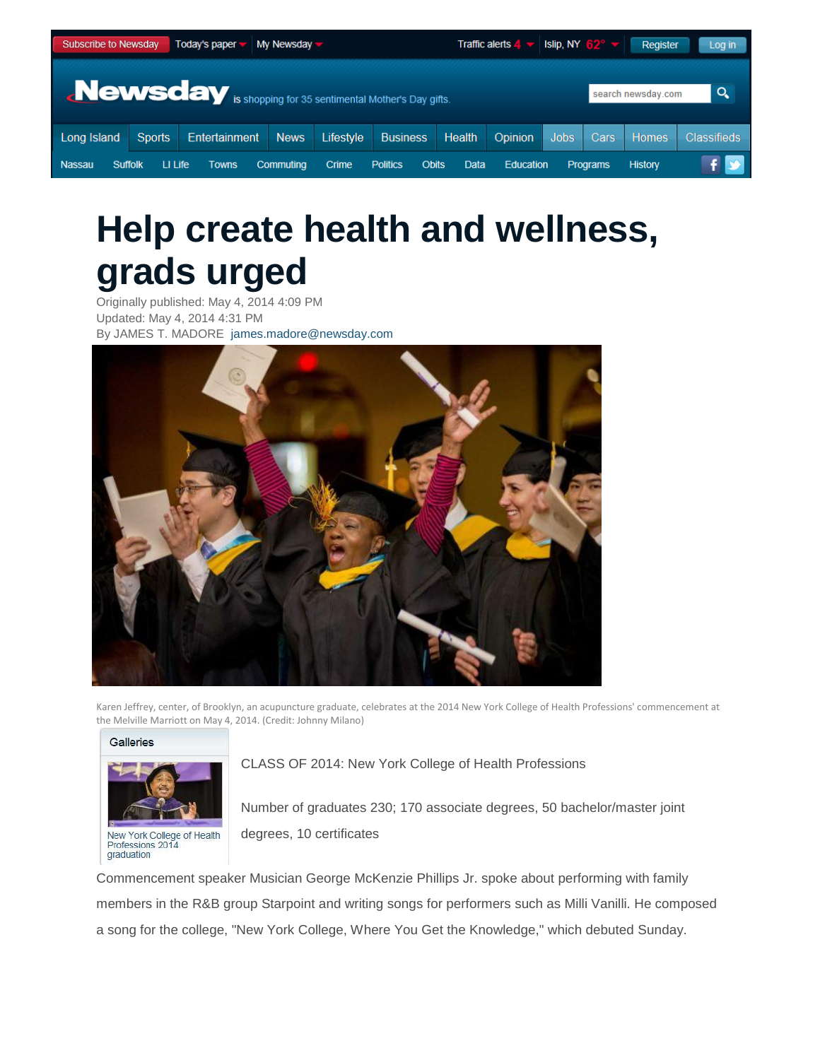# Help create health and wellness, grads urged

Originally published: May 4, 2014 4:09 PM
Updated: May 4, 2014 4:31 PM
By JAMES T. MADORE james.madore@newsday.com

Karen Jeffrey, center, of Brooklyn, an acupuncture graduate, celebrates at the 2014 New York College of Health Professions' commencement at the Melville Marriott on May 4, 2014. (Credit: Johnny Milano)

Galleries

New York College of Health Professions 2014 graduation

CLASS OF 2014: New York College of Health Professions

Number of graduates 230; 170 associate degrees, 50 bachelor/master joint degrees, 10 certificates

Commencement speaker Musician George McKenzie Phillips Jr. spoke about performing with family members in the R&B group Starpoint and writing songs for performers such as Milli Vanilli. He composed a song for the college, "New York College, Where You Get the Knowledge," which debuted Sunday.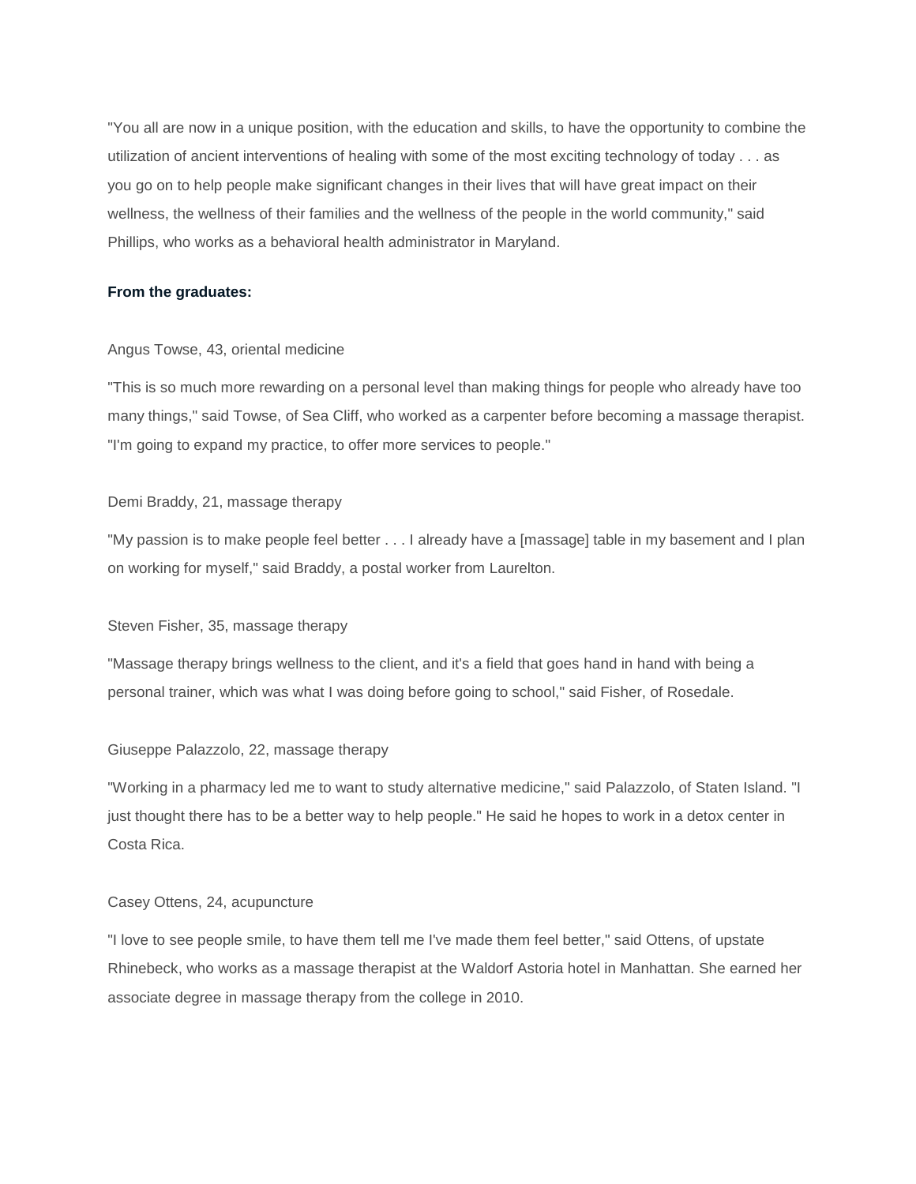"You all are now in a unique position, with the education and skills, to have the opportunity to combine the utilization of ancient interventions of healing with some of the most exciting technology of today . . . as you go on to help people make significant changes in their lives that will have great impact on their wellness, the wellness of their families and the wellness of the people in the world community," said Phillips, who works as a behavioral health administrator in Maryland.

**From the graduates:**

Angus Towse, 43, oriental medicine

"This is so much more rewarding on a personal level than making things for people who already have too many things," said Towse, of Sea Cliff, who worked as a carpenter before becoming a massage therapist. "I'm going to expand my practice, to offer more services to people."

Demi Braddy, 21, massage therapy

"My passion is to make people feel better . . . I already have a [massage] table in my basement and I plan on working for myself," said Braddy, a postal worker from Laurelton.

Steven Fisher, 35, massage therapy

"Massage therapy brings wellness to the client, and it's a field that goes hand in hand with being a personal trainer, which was what I was doing before going to school," said Fisher, of Rosedale.

Giuseppe Palazzolo, 22, massage therapy

"Working in a pharmacy led me to want to study alternative medicine," said Palazzolo, of Staten Island. "I just thought there has to be a better way to help people." He said he hopes to work in a detox center in Costa Rica.

Casey Ottens, 24, acupuncture

"I love to see people smile, to have them tell me I've made them feel better," said Ottens, of upstate Rhinebeck, who works as a massage therapist at the Waldorf Astoria hotel in Manhattan. She earned her associate degree in massage therapy from the college in 2010.